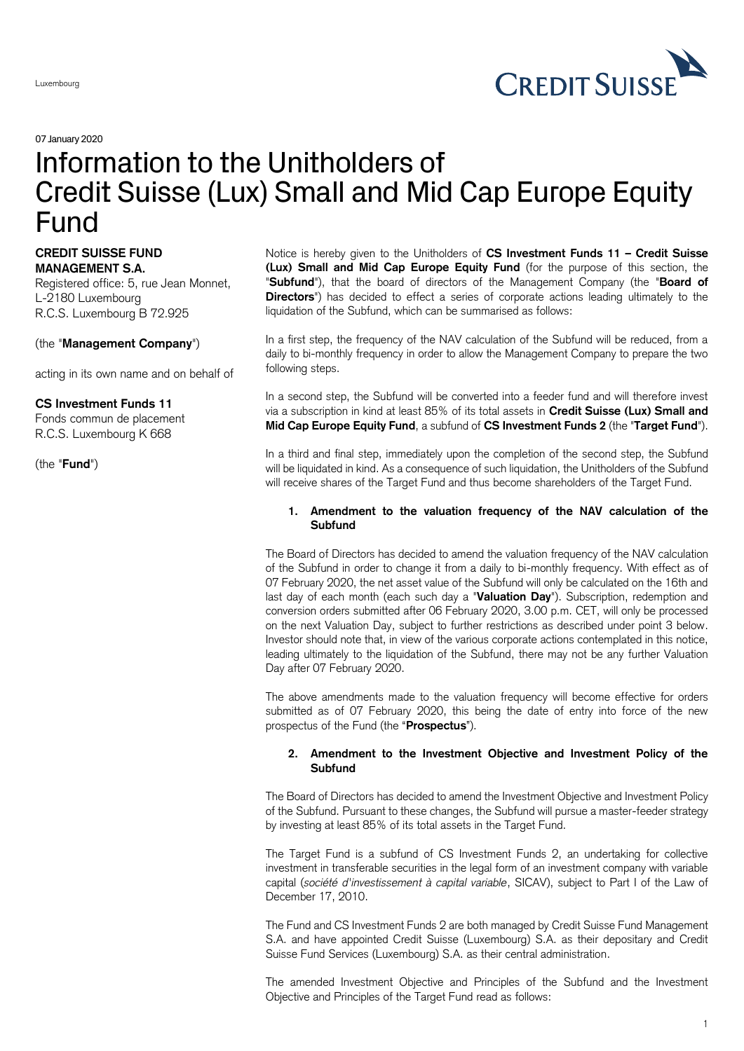Luxembourg

07 January 2020

# Information to the Unitholders of Credit Suisse (Lux) Small and Mid Cap Europe Equity Fund

**CREDIT SUISSE FUND MANAGEMENT S.A.**
Registered office: 5, rue Jean Monnet,
L-2180 Luxembourg
R.C.S. Luxembourg B 72.925

(the "**Management Company**")

acting in its own name and on behalf of

**CS Investment Funds 11**
Fonds commun de placement
R.C.S. Luxembourg K 668

(the "**Fund**")

Notice is hereby given to the Unitholders of **CS Investment Funds 11 – Credit Suisse (Lux) Small and Mid Cap Europe Equity Fund** (for the purpose of this section, the "**Subfund**"), that the board of directors of the Management Company (the "**Board of Directors**") has decided to effect a series of corporate actions leading ultimately to the liquidation of the Subfund, which can be summarised as follows:

In a first step, the frequency of the NAV calculation of the Subfund will be reduced, from a daily to bi-monthly frequency in order to allow the Management Company to prepare the two following steps.

In a second step, the Subfund will be converted into a feeder fund and will therefore invest via a subscription in kind at least 85% of its total assets in **Credit Suisse (Lux) Small and Mid Cap Europe Equity Fund**, a subfund of **CS Investment Funds 2** (the "**Target Fund**").

In a third and final step, immediately upon the completion of the second step, the Subfund will be liquidated in kind. As a consequence of such liquidation, the Unitholders of the Subfund will receive shares of the Target Fund and thus become shareholders of the Target Fund.

## 1. Amendment to the valuation frequency of the NAV calculation of the Subfund

The Board of Directors has decided to amend the valuation frequency of the NAV calculation of the Subfund in order to change it from a daily to bi-monthly frequency. With effect as of 07 February 2020, the net asset value of the Subfund will only be calculated on the 16th and last day of each month (each such day a "**Valuation Day**"). Subscription, redemption and conversion orders submitted after 06 February 2020, 3.00 p.m. CET, will only be processed on the next Valuation Day, subject to further restrictions as described under point 3 below. Investor should note that, in view of the various corporate actions contemplated in this notice, leading ultimately to the liquidation of the Subfund, there may not be any further Valuation Day after 07 February 2020.

The above amendments made to the valuation frequency will become effective for orders submitted as of 07 February 2020, this being the date of entry into force of the new prospectus of the Fund (the "**Prospectus**").

## 2. Amendment to the Investment Objective and Investment Policy of the Subfund

The Board of Directors has decided to amend the Investment Objective and Investment Policy of the Subfund. Pursuant to these changes, the Subfund will pursue a master-feeder strategy by investing at least 85% of its total assets in the Target Fund.

The Target Fund is a subfund of CS Investment Funds 2, an undertaking for collective investment in transferable securities in the legal form of an investment company with variable capital (*société d'investissement à capital variable*, SICAV), subject to Part I of the Law of December 17, 2010.

The Fund and CS Investment Funds 2 are both managed by Credit Suisse Fund Management S.A. and have appointed Credit Suisse (Luxembourg) S.A. as their depositary and Credit Suisse Fund Services (Luxembourg) S.A. as their central administration.

The amended Investment Objective and Principles of the Subfund and the Investment Objective and Principles of the Target Fund read as follows: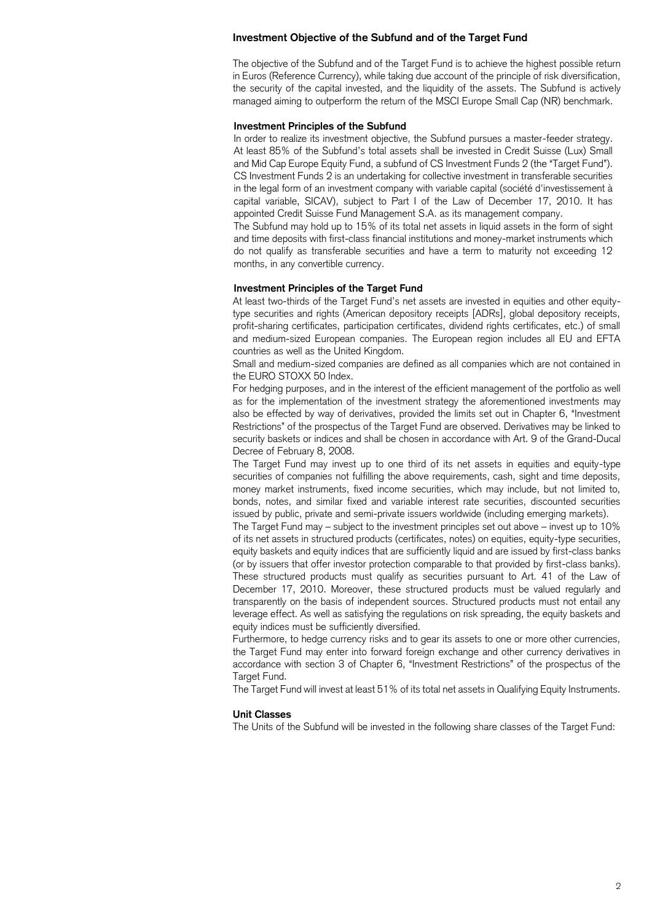## Investment Objective of the Subfund and of the Target Fund

The objective of the Subfund and of the Target Fund is to achieve the highest possible return in Euros (Reference Currency), while taking due account of the principle of risk diversification, the security of the capital invested, and the liquidity of the assets. The Subfund is actively managed aiming to outperform the return of the MSCI Europe Small Cap (NR) benchmark.

### Investment Principles of the Subfund

In order to realize its investment objective, the Subfund pursues a master-feeder strategy. At least 85% of the Subfund's total assets shall be invested in Credit Suisse (Lux) Small and Mid Cap Europe Equity Fund, a subfund of CS Investment Funds 2 (the "Target Fund"). CS Investment Funds 2 is an undertaking for collective investment in transferable securities in the legal form of an investment company with variable capital (société d'investissement à capital variable, SICAV), subject to Part I of the Law of December 17, 2010. It has appointed Credit Suisse Fund Management S.A. as its management company.

The Subfund may hold up to 15% of its total net assets in liquid assets in the form of sight and time deposits with first-class financial institutions and money-market instruments which do not qualify as transferable securities and have a term to maturity not exceeding 12 months, in any convertible currency.

### Investment Principles of the Target Fund

At least two-thirds of the Target Fund's net assets are invested in equities and other equity-type securities and rights (American depository receipts [ADRs], global depository receipts, profit-sharing certificates, participation certificates, dividend rights certificates, etc.) of small and medium-sized European companies. The European region includes all EU and EFTA countries as well as the United Kingdom.

Small and medium-sized companies are defined as all companies which are not contained in the EURO STOXX 50 Index.

For hedging purposes, and in the interest of the efficient management of the portfolio as well as for the implementation of the investment strategy the aforementioned investments may also be effected by way of derivatives, provided the limits set out in Chapter 6, "Investment Restrictions" of the prospectus of the Target Fund are observed. Derivatives may be linked to security baskets or indices and shall be chosen in accordance with Art. 9 of the Grand-Ducal Decree of February 8, 2008.

The Target Fund may invest up to one third of its net assets in equities and equity-type securities of companies not fulfilling the above requirements, cash, sight and time deposits, money market instruments, fixed income securities, which may include, but not limited to, bonds, notes, and similar fixed and variable interest rate securities, discounted securities issued by public, private and semi-private issuers worldwide (including emerging markets).

The Target Fund may – subject to the investment principles set out above – invest up to 10% of its net assets in structured products (certificates, notes) on equities, equity-type securities, equity baskets and equity indices that are sufficiently liquid and are issued by first-class banks (or by issuers that offer investor protection comparable to that provided by first-class banks). These structured products must qualify as securities pursuant to Art. 41 of the Law of December 17, 2010. Moreover, these structured products must be valued regularly and transparently on the basis of independent sources. Structured products must not entail any leverage effect. As well as satisfying the regulations on risk spreading, the equity baskets and equity indices must be sufficiently diversified.

Furthermore, to hedge currency risks and to gear its assets to one or more other currencies, the Target Fund may enter into forward foreign exchange and other currency derivatives in accordance with section 3 of Chapter 6, "Investment Restrictions" of the prospectus of the Target Fund.

The Target Fund will invest at least 51% of its total net assets in Qualifying Equity Instruments.

### Unit Classes

The Units of the Subfund will be invested in the following share classes of the Target Fund: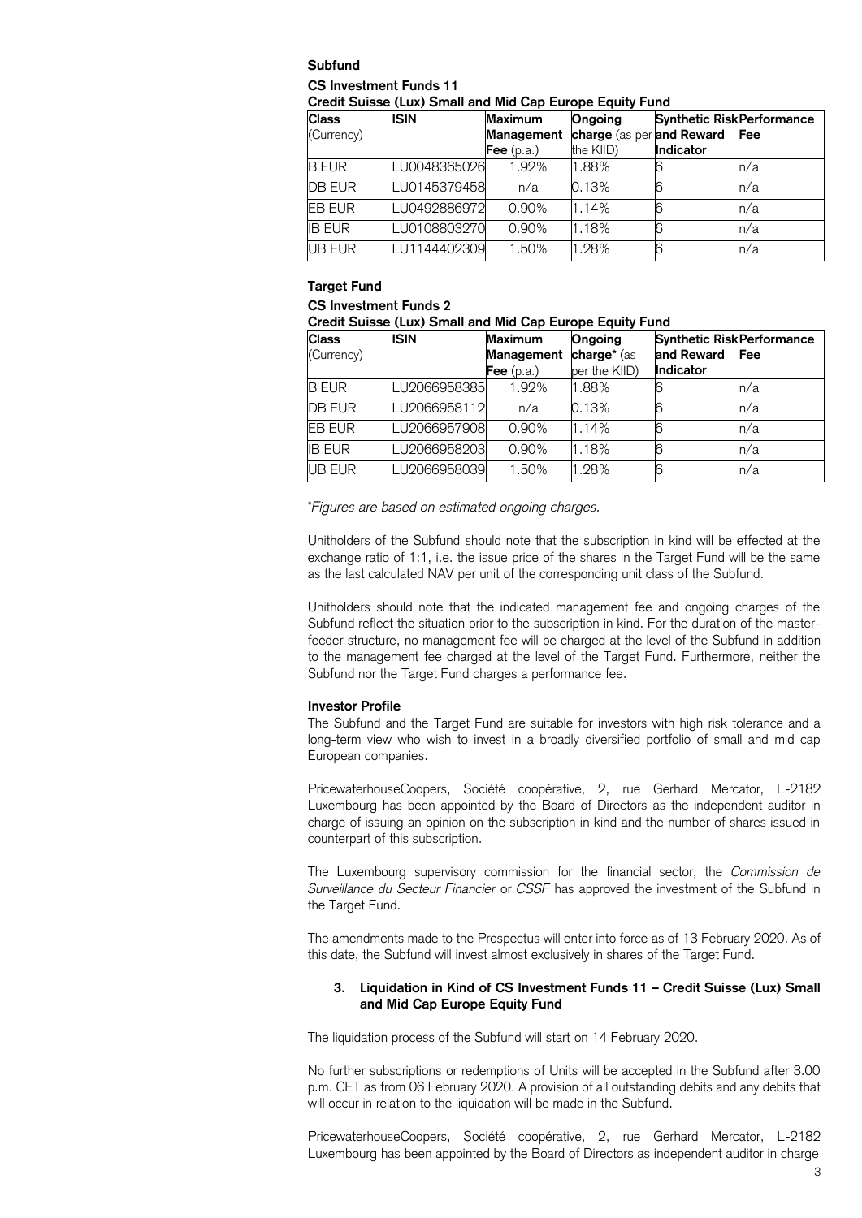**Subfund**

**CS Investment Funds 11**

**Credit Suisse (Lux) Small and Mid Cap Europe Equity Fund**

| **Class** (Currency) | **ISIN** | **Maximum Management Fee** (p.a.) | **Ongoing charge** (as per the KIID) | **Synthetic Risk and Reward Indicator** | **Performance Fee** |
|---|---|---|---|---|---|
| B EUR | LU0048365026 | 1.92% | 1.88% | 6 | n/a |
| DB EUR | LU0145379458 | n/a | 0.13% | 6 | n/a |
| EB EUR | LU0492886972 | 0.90% | 1.14% | 6 | n/a |
| IB EUR | LU0108803270 | 0.90% | 1.18% | 6 | n/a |
| UB EUR | LU1144402309 | 1.50% | 1.28% | 6 | n/a |

**Target Fund**

**CS Investment Funds 2**

**Credit Suisse (Lux) Small and Mid Cap Europe Equity Fund**

| **Class** (Currency) | **ISIN** | **Maximum Management Fee** (p.a.) | **Ongoing charge*** (as per the KIID) | **Synthetic Risk and Reward Indicator** | **Performance Fee** |
|---|---|---|---|---|---|
| B EUR | LU2066958385 | 1.92% | 1.88% | 6 | n/a |
| DB EUR | LU2066958112 | n/a | 0.13% | 6 | n/a |
| EB EUR | LU2066957908 | 0.90% | 1.14% | 6 | n/a |
| IB EUR | LU2066958203 | 0.90% | 1.18% | 6 | n/a |
| UB EUR | LU2066958039 | 1.50% | 1.28% | 6 | n/a |

**Figures are based on estimated ongoing charges.*

Unitholders of the Subfund should note that the subscription in kind will be effected at the exchange ratio of 1:1, i.e. the issue price of the shares in the Target Fund will be the same as the last calculated NAV per unit of the corresponding unit class of the Subfund.

Unitholders should note that the indicated management fee and ongoing charges of the Subfund reflect the situation prior to the subscription in kind. For the duration of the master-feeder structure, no management fee will be charged at the level of the Subfund in addition to the management fee charged at the level of the Target Fund. Furthermore, neither the Subfund nor the Target Fund charges a performance fee.

**Investor Profile**

The Subfund and the Target Fund are suitable for investors with high risk tolerance and a long-term view who wish to invest in a broadly diversified portfolio of small and mid cap European companies.

PricewaterhouseCoopers, Société coopérative, 2, rue Gerhard Mercator, L-2182 Luxembourg has been appointed by the Board of Directors as the independent auditor in charge of issuing an opinion on the subscription in kind and the number of shares issued in counterpart of this subscription.

The Luxembourg supervisory commission for the financial sector, the *Commission de Surveillance du Secteur Financier* or *CSSF* has approved the investment of the Subfund in the Target Fund.

The amendments made to the Prospectus will enter into force as of 13 February 2020. As of this date, the Subfund will invest almost exclusively in shares of the Target Fund.

### 3. Liquidation in Kind of CS Investment Funds 11 – Credit Suisse (Lux) Small and Mid Cap Europe Equity Fund

The liquidation process of the Subfund will start on 14 February 2020.

No further subscriptions or redemptions of Units will be accepted in the Subfund after 3.00 p.m. CET as from 06 February 2020. A provision of all outstanding debits and any debits that will occur in relation to the liquidation will be made in the Subfund.

PricewaterhouseCoopers, Société coopérative, 2, rue Gerhard Mercator, L-2182 Luxembourg has been appointed by the Board of Directors as independent auditor in charge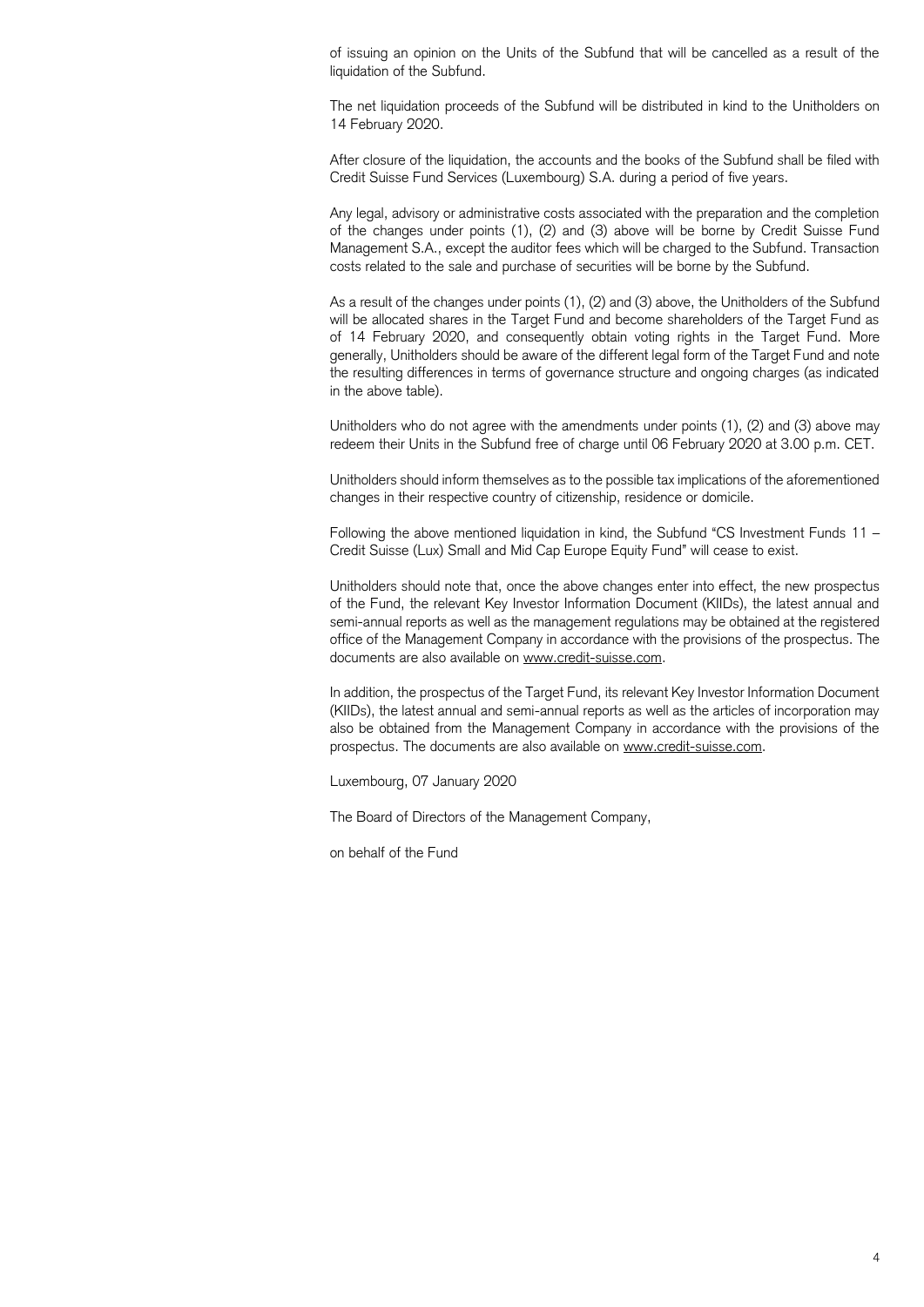of issuing an opinion on the Units of the Subfund that will be cancelled as a result of the liquidation of the Subfund.

The net liquidation proceeds of the Subfund will be distributed in kind to the Unitholders on 14 February 2020.

After closure of the liquidation, the accounts and the books of the Subfund shall be filed with Credit Suisse Fund Services (Luxembourg) S.A. during a period of five years.

Any legal, advisory or administrative costs associated with the preparation and the completion of the changes under points (1), (2) and (3) above will be borne by Credit Suisse Fund Management S.A., except the auditor fees which will be charged to the Subfund. Transaction costs related to the sale and purchase of securities will be borne by the Subfund.

As a result of the changes under points (1), (2) and (3) above, the Unitholders of the Subfund will be allocated shares in the Target Fund and become shareholders of the Target Fund as of 14 February 2020, and consequently obtain voting rights in the Target Fund. More generally, Unitholders should be aware of the different legal form of the Target Fund and note the resulting differences in terms of governance structure and ongoing charges (as indicated in the above table).

Unitholders who do not agree with the amendments under points (1), (2) and (3) above may redeem their Units in the Subfund free of charge until 06 February 2020 at 3.00 p.m. CET.

Unitholders should inform themselves as to the possible tax implications of the aforementioned changes in their respective country of citizenship, residence or domicile.

Following the above mentioned liquidation in kind, the Subfund "CS Investment Funds 11 – Credit Suisse (Lux) Small and Mid Cap Europe Equity Fund" will cease to exist.

Unitholders should note that, once the above changes enter into effect, the new prospectus of the Fund, the relevant Key Investor Information Document (KIIDs), the latest annual and semi-annual reports as well as the management regulations may be obtained at the registered office of the Management Company in accordance with the provisions of the prospectus. The documents are also available on www.credit-suisse.com.

In addition, the prospectus of the Target Fund, its relevant Key Investor Information Document (KIIDs), the latest annual and semi-annual reports as well as the articles of incorporation may also be obtained from the Management Company in accordance with the provisions of the prospectus. The documents are also available on www.credit-suisse.com.

Luxembourg, 07 January 2020

The Board of Directors of the Management Company,

on behalf of the Fund